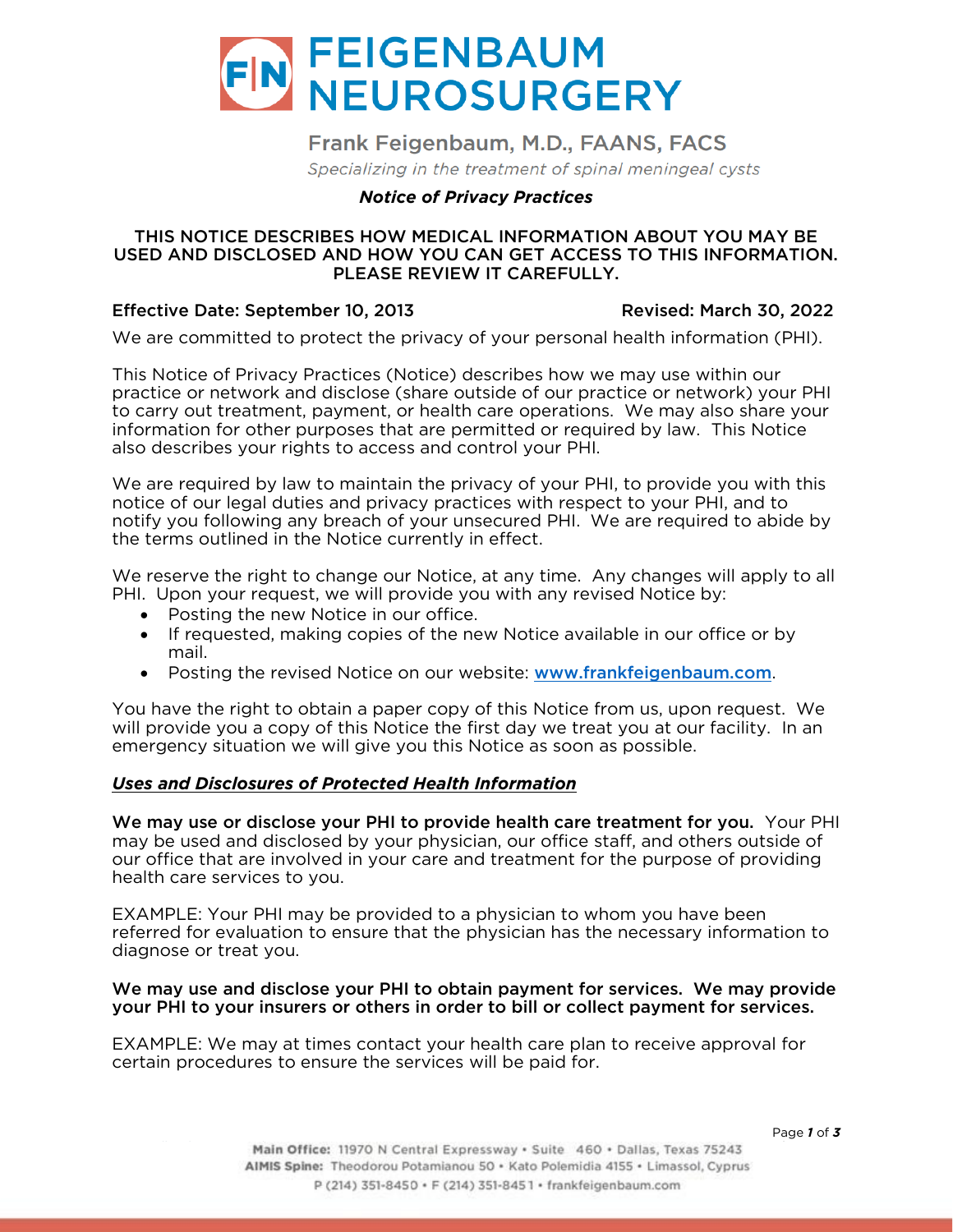# FEIGENBAUM NEUROSURGERY

Frank Feigenbaum, M.D., FAANS, FACS

*Specializing in the treatment of spinal meningeal cysts*

## *Notice of Privacy Practices*

**THIS NOTICE DESCRIBES HOW MEDICAL INFORMATION ABOUT YOU MAY BE USED AND DISCLOSED AND HOW YOU CAN GET ACCESS TO THIS INFORMATION. PLEASE REVIEW IT CAREFULLY.**

**Effective Date: September 10, 2013** **Revised: March 30, 2022**

We are committed to protect the privacy of your personal health information (PHI).

This Notice of Privacy Practices (Notice) describes how we may use within our practice or network and disclose (share outside of our practice or network) your PHI to carry out treatment, payment, or health care operations. We may also share your information for other purposes that are permitted or required by law. This Notice also describes your rights to access and control your PHI.

We are required by law to maintain the privacy of your PHI, to provide you with this notice of our legal duties and privacy practices with respect to your PHI, and to notify you following any breach of your unsecured PHI. We are required to abide by the terms outlined in the Notice currently in effect.

We reserve the right to change our Notice, at any time. Any changes will apply to all PHI. Upon your request, we will provide you with any revised Notice by:

- Posting the new Notice in our office.
- If requested, making copies of the new Notice available in our office or by mail.
- Posting the revised Notice on our website: [www.frankfeigenbaum.com](http://www.frankfeigenbaum.com).

You have the right to obtain a paper copy of this Notice from us, upon request. We will provide you a copy of this Notice the first day we treat you at our facility. In an emergency situation we will give you this Notice as soon as possible.

### ***Uses and Disclosures of Protected Health Information***

**We may use or disclose your PHI to provide health care treatment for you.** Your PHI may be used and disclosed by your physician, our office staff, and others outside of our office that are involved in your care and treatment for the purpose of providing health care services to you.

EXAMPLE: Your PHI may be provided to a physician to whom you have been referred for evaluation to ensure that the physician has the necessary information to diagnose or treat you.

**We may use and disclose your PHI to obtain payment for services. We may provide your PHI to your insurers or others in order to bill or collect payment for services.**

EXAMPLE: We may at times contact your health care plan to receive approval for certain procedures to ensure the services will be paid for.

**Main Office:** 11970 N Central Expressway • Suite 460 • Dallas, Texas 75243
**AIMIS Spine:** Theodorou Potamianou 50 • Kato Polemidia 4155 • Limassol, Cyprus
P (214) 351-8450 • F (214) 351-8451 • frankfeigenbaum.com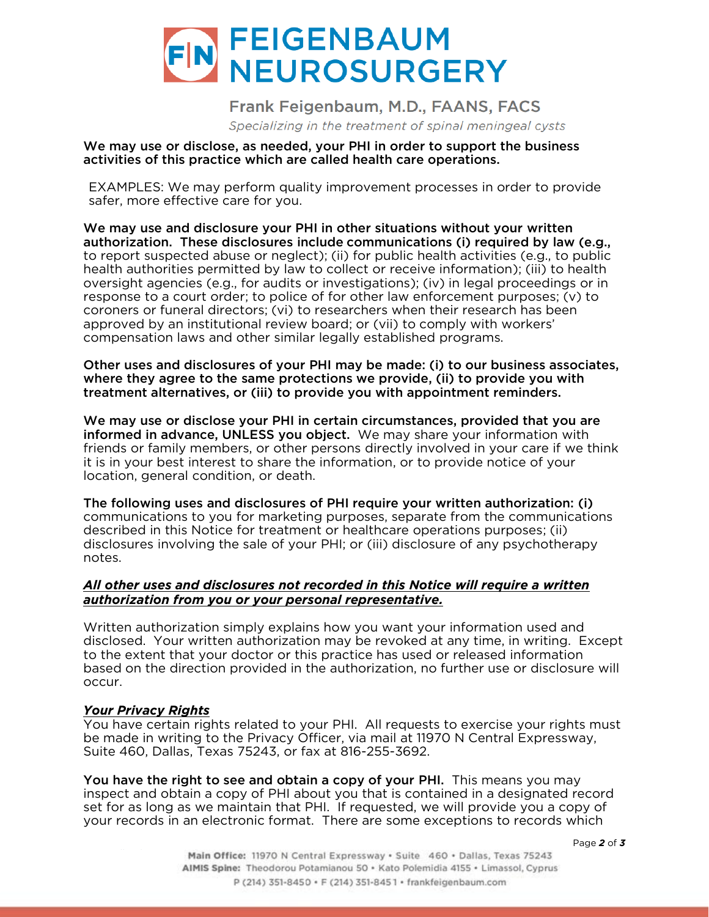We may use or disclose, as needed, your PHI in order to support the business activities of this practice which are called health care operations.

EXAMPLES: We may perform quality improvement processes in order to provide safer, more effective care for you.

**We may use and disclosure your PHI in other situations without your written authorization. These disclosures include communications (i) required by law (e.g.,** to report suspected abuse or neglect); (ii) for public health activities (e.g., to public health authorities permitted by law to collect or receive information); (iii) to health oversight agencies (e.g., for audits or investigations); (iv) in legal proceedings or in response to a court order; to police of for other law enforcement purposes; (v) to coroners or funeral directors; (vi) to researchers when their research has been approved by an institutional review board; or (vii) to comply with workers' compensation laws and other similar legally established programs.

**Other uses and disclosures of your PHI may be made: (i) to our business associates, where they agree to the same protections we provide, (ii) to provide you with treatment alternatives, or (iii) to provide you with appointment reminders.**

**We may use or disclose your PHI in certain circumstances, provided that you are informed in advance, UNLESS you object.** We may share your information with friends or family members, or other persons directly involved in your care if we think it is in your best interest to share the information, or to provide notice of your location, general condition, or death.

**The following uses and disclosures of PHI require your written authorization: (i)** communications to you for marketing purposes, separate from the communications described in this Notice for treatment or healthcare operations purposes; (ii) disclosures involving the sale of your PHI; or (iii) disclosure of any psychotherapy notes.

***All other uses and disclosures not recorded in this Notice will require a written authorization from you or your personal representative.***

Written authorization simply explains how you want your information used and disclosed. Your written authorization may be revoked at any time, in writing. Except to the extent that your doctor or this practice has used or released information based on the direction provided in the authorization, no further use or disclosure will occur.

***Your Privacy Rights***

You have certain rights related to your PHI. All requests to exercise your rights must be made in writing to the Privacy Officer, via mail at 11970 N Central Expressway, Suite 460, Dallas, Texas 75243, or fax at 816-255-3692.

**You have the right to see and obtain a copy of your PHI.** This means you may inspect and obtain a copy of PHI about you that is contained in a designated record set for as long as we maintain that PHI. If requested, we will provide you a copy of your records in an electronic format. There are some exceptions to records which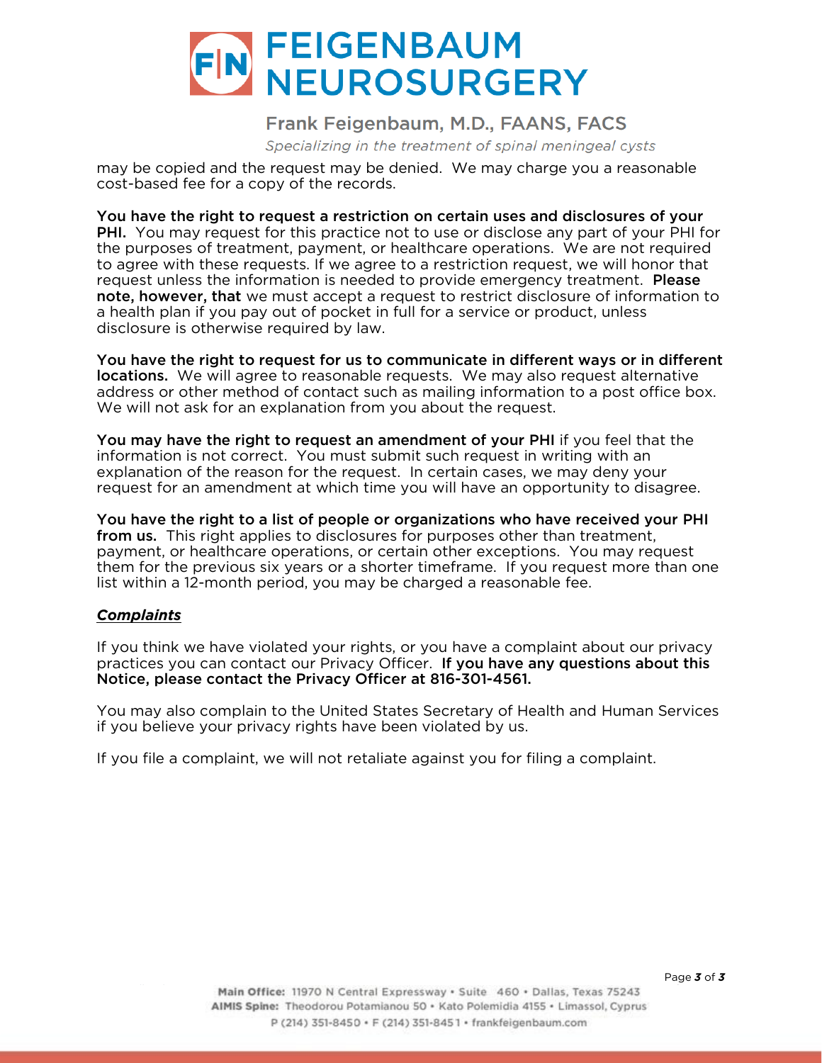may be copied and the request may be denied. We may charge you a reasonable cost-based fee for a copy of the records.

**You have the right to request a restriction on certain uses and disclosures of your PHI.** You may request for this practice not to use or disclose any part of your PHI for the purposes of treatment, payment, or healthcare operations. We are not required to agree with these requests. If we agree to a restriction request, we will honor that request unless the information is needed to provide emergency treatment. **Please note, however, that** we must accept a request to restrict disclosure of information to a health plan if you pay out of pocket in full for a service or product, unless disclosure is otherwise required by law.

**You have the right to request for us to communicate in different ways or in different locations.** We will agree to reasonable requests. We may also request alternative address or other method of contact such as mailing information to a post office box. We will not ask for an explanation from you about the request.

**You may have the right to request an amendment of your PHI** if you feel that the information is not correct. You must submit such request in writing with an explanation of the reason for the request. In certain cases, we may deny your request for an amendment at which time you will have an opportunity to disagree.

**You have the right to a list of people or organizations who have received your PHI from us.** This right applies to disclosures for purposes other than treatment, payment, or healthcare operations, or certain other exceptions. You may request them for the previous six years or a shorter timeframe. If you request more than one list within a 12-month period, you may be charged a reasonable fee.

***Complaints***

If you think we have violated your rights, or you have a complaint about our privacy practices you can contact our Privacy Officer. **If you have any questions about this Notice, please contact the Privacy Officer at 816-301-4561.**

You may also complain to the United States Secretary of Health and Human Services if you believe your privacy rights have been violated by us.

If you file a complaint, we will not retaliate against you for filing a complaint.